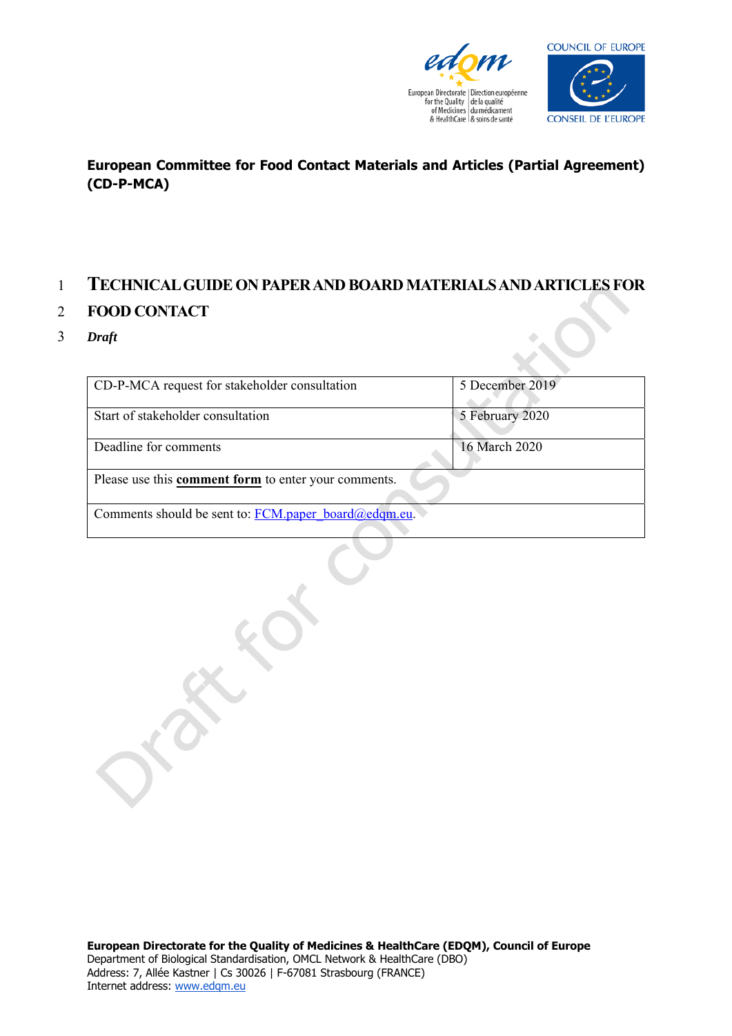European Directorate for the Quality of Medicines & HealthCare | Direction européenne de la qualité du médicament & soins de santé

COUNCIL OF EUROPE

CONSEIL DE L'EUROPE

**European Committee for Food Contact Materials and Articles (Partial Agreement) (CD-P-MCA)**

1 # TECHNICAL GUIDE ON PAPER AND BOARD MATERIALS AND ARTICLES FOR
2 # FOOD CONTACT

3 ***Draft***

| CD-P-MCA request for stakeholder consultation | 5 December 2019 |
|---|---|
| Start of stakeholder consultation | 5 February 2020 |
| Deadline for comments | 16 March 2020 |
| Please use this **comment form** to enter your comments. | |
| Comments should be sent to: FCM.paper_board@edqm.eu. | |

Draft for consultation

**European Directorate for the Quality of Medicines & HealthCare (EDQM), Council of Europe**
Department of Biological Standardisation, OMCL Network & HealthCare (DBO)
Address: 7, Allée Kastner | Cs 30026 | F-67081 Strasbourg (FRANCE)
Internet address: www.edqm.eu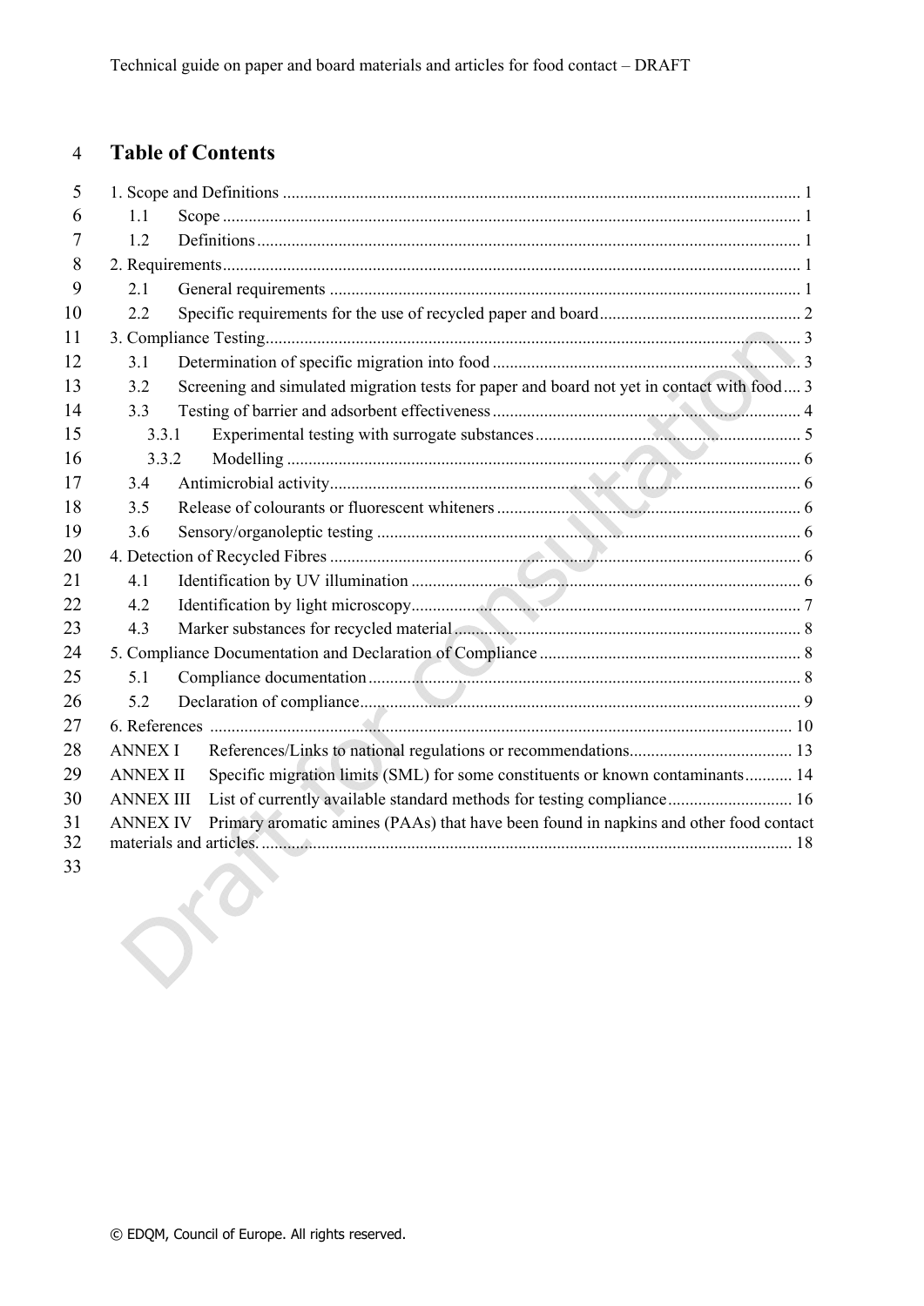# Table of Contents

1. Scope and Definitions ..... 1
   - 1.1 Scope ..... 1
   - 1.2 Definitions ..... 1
2. Requirements ..... 1
   - 2.1 General requirements ..... 1
   - 2.2 Specific requirements for the use of recycled paper and board ..... 2
3. Compliance Testing ..... 3
   - 3.1 Determination of specific migration into food ..... 3
   - 3.2 Screening and simulated migration tests for paper and board not yet in contact with food ..... 3
   - 3.3 Testing of barrier and adsorbent effectiveness ..... 4
     - 3.3.1 Experimental testing with surrogate substances ..... 5
     - 3.3.2 Modelling ..... 6
   - 3.4 Antimicrobial activity ..... 6
   - 3.5 Release of colourants or fluorescent whiteners ..... 6
   - 3.6 Sensory/organoleptic testing ..... 6
4. Detection of Recycled Fibres ..... 6
   - 4.1 Identification by UV illumination ..... 6
   - 4.2 Identification by light microscopy ..... 7
   - 4.3 Marker substances for recycled material ..... 8
5. Compliance Documentation and Declaration of Compliance ..... 8
   - 5.1 Compliance documentation ..... 8
   - 5.2 Declaration of compliance ..... 9
6. References ..... 10

ANNEX I References/Links to national regulations or recommendations ..... 13

ANNEX II Specific migration limits (SML) for some constituents or known contaminants ..... 14

ANNEX III List of currently available standard methods for testing compliance ..... 16

ANNEX IV Primary aromatic amines (PAAs) that have been found in napkins and other food contact materials and articles. ..... 18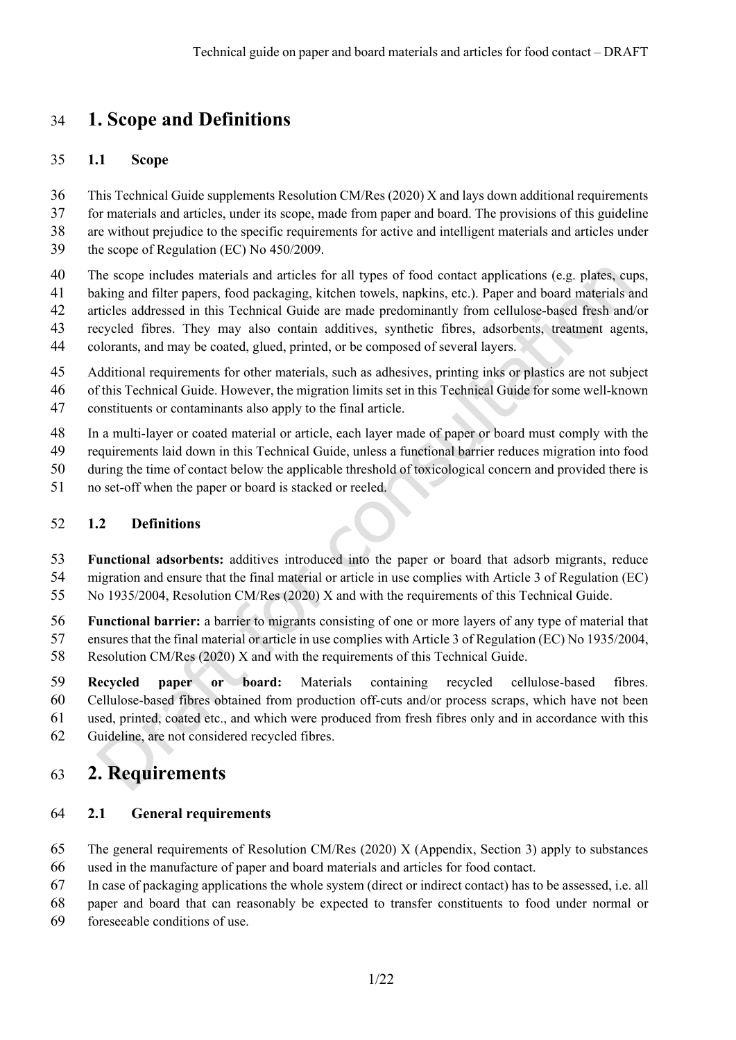# 1. Scope and Definitions

## 1.1 Scope

This Technical Guide supplements Resolution CM/Res (2020) X and lays down additional requirements for materials and articles, under its scope, made from paper and board. The provisions of this guideline are without prejudice to the specific requirements for active and intelligent materials and articles under the scope of Regulation (EC) No 450/2009.

The scope includes materials and articles for all types of food contact applications (e.g. plates, cups, baking and filter papers, food packaging, kitchen towels, napkins, etc.). Paper and board materials and articles addressed in this Technical Guide are made predominantly from cellulose-based fresh and/or recycled fibres. They may also contain additives, synthetic fibres, adsorbents, treatment agents, colorants, and may be coated, glued, printed, or be composed of several layers.

Additional requirements for other materials, such as adhesives, printing inks or plastics are not subject of this Technical Guide. However, the migration limits set in this Technical Guide for some well-known constituents or contaminants also apply to the final article.

In a multi-layer or coated material or article, each layer made of paper or board must comply with the requirements laid down in this Technical Guide, unless a functional barrier reduces migration into food during the time of contact below the applicable threshold of toxicological concern and provided there is no set-off when the paper or board is stacked or reeled.

## 1.2 Definitions

**Functional adsorbents:** additives introduced into the paper or board that adsorb migrants, reduce migration and ensure that the final material or article in use complies with Article 3 of Regulation (EC) No 1935/2004, Resolution CM/Res (2020) X and with the requirements of this Technical Guide.

**Functional barrier:** a barrier to migrants consisting of one or more layers of any type of material that ensures that the final material or article in use complies with Article 3 of Regulation (EC) No 1935/2004, Resolution CM/Res (2020) X and with the requirements of this Technical Guide.

**Recycled paper or board:** Materials containing recycled cellulose-based fibres. Cellulose-based fibres obtained from production off-cuts and/or process scraps, which have not been used, printed, coated etc., and which were produced from fresh fibres only and in accordance with this Guideline, are not considered recycled fibres.

# 2. Requirements

## 2.1 General requirements

The general requirements of Resolution CM/Res (2020) X (Appendix, Section 3) apply to substances used in the manufacture of paper and board materials and articles for food contact.

In case of packaging applications the whole system (direct or indirect contact) has to be assessed, i.e. all paper and board that can reasonably be expected to transfer constituents to food under normal or foreseeable conditions of use.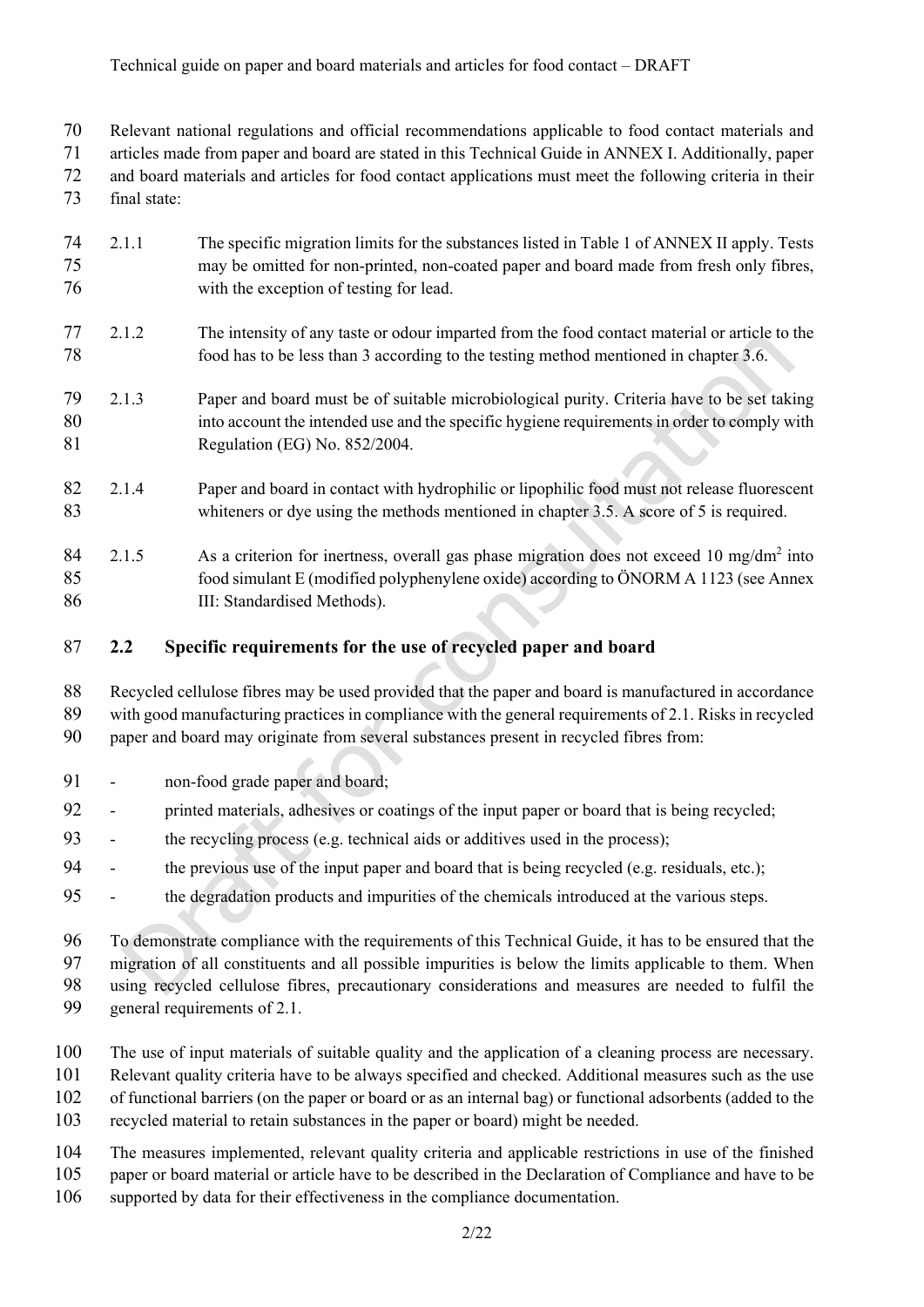Relevant national regulations and official recommendations applicable to food contact materials and articles made from paper and board are stated in this Technical Guide in ANNEX I. Additionally, paper and board materials and articles for food contact applications must meet the following criteria in their final state:

2.1.1 The specific migration limits for the substances listed in Table 1 of ANNEX II apply. Tests may be omitted for non-printed, non-coated paper and board made from fresh only fibres, with the exception of testing for lead.

2.1.2 The intensity of any taste or odour imparted from the food contact material or article to the food has to be less than 3 according to the testing method mentioned in chapter 3.6.

2.1.3 Paper and board must be of suitable microbiological purity. Criteria have to be set taking into account the intended use and the specific hygiene requirements in order to comply with Regulation (EG) No. 852/2004.

2.1.4 Paper and board in contact with hydrophilic or lipophilic food must not release fluorescent whiteners or dye using the methods mentioned in chapter 3.5. A score of 5 is required.

2.1.5 As a criterion for inertness, overall gas phase migration does not exceed 10 mg/dm$^2$ into food simulant E (modified polyphenylene oxide) according to ÖNORM A 1123 (see Annex III: Standardised Methods).

## 2.2 Specific requirements for the use of recycled paper and board

Recycled cellulose fibres may be used provided that the paper and board is manufactured in accordance with good manufacturing practices in compliance with the general requirements of 2.1. Risks in recycled paper and board may originate from several substances present in recycled fibres from:

- non-food grade paper and board;
- printed materials, adhesives or coatings of the input paper or board that is being recycled;
- the recycling process (e.g. technical aids or additives used in the process);
- the previous use of the input paper and board that is being recycled (e.g. residuals, etc.);
- the degradation products and impurities of the chemicals introduced at the various steps.

To demonstrate compliance with the requirements of this Technical Guide, it has to be ensured that the migration of all constituents and all possible impurities is below the limits applicable to them. When using recycled cellulose fibres, precautionary considerations and measures are needed to fulfil the general requirements of 2.1.

The use of input materials of suitable quality and the application of a cleaning process are necessary. Relevant quality criteria have to be always specified and checked. Additional measures such as the use of functional barriers (on the paper or board or as an internal bag) or functional adsorbents (added to the recycled material to retain substances in the paper or board) might be needed.

The measures implemented, relevant quality criteria and applicable restrictions in use of the finished paper or board material or article have to be described in the Declaration of Compliance and have to be supported by data for their effectiveness in the compliance documentation.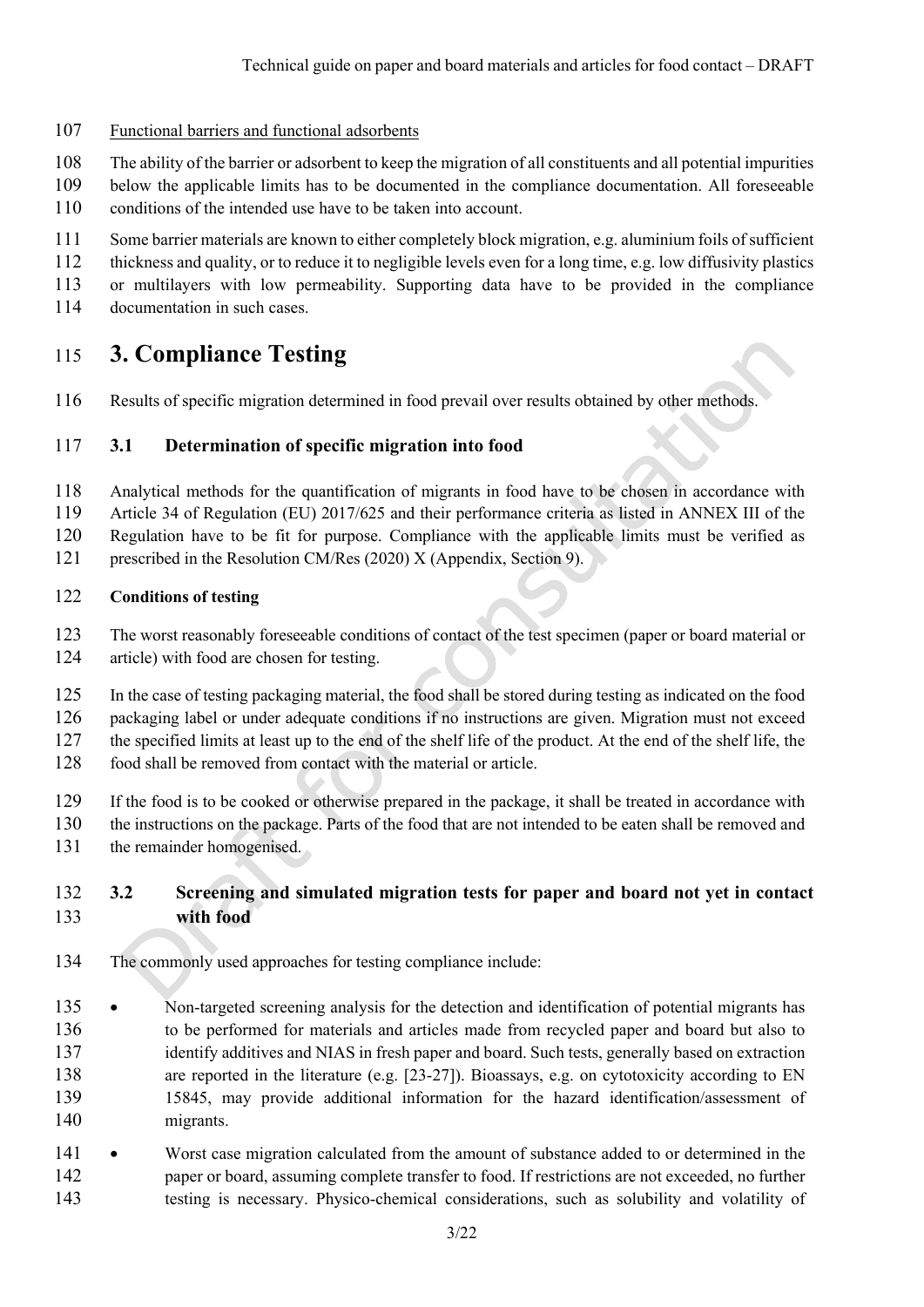Functional barriers and functional adsorbents

The ability of the barrier or adsorbent to keep the migration of all constituents and all potential impurities below the applicable limits has to be documented in the compliance documentation. All foreseeable conditions of the intended use have to be taken into account.

Some barrier materials are known to either completely block migration, e.g. aluminium foils of sufficient thickness and quality, or to reduce it to negligible levels even for a long time, e.g. low diffusivity plastics or multilayers with low permeability. Supporting data have to be provided in the compliance documentation in such cases.

# 3. Compliance Testing

Results of specific migration determined in food prevail over results obtained by other methods.

## 3.1 Determination of specific migration into food

Analytical methods for the quantification of migrants in food have to be chosen in accordance with Article 34 of Regulation (EU) 2017/625 and their performance criteria as listed in ANNEX III of the Regulation have to be fit for purpose. Compliance with the applicable limits must be verified as prescribed in the Resolution CM/Res (2020) X (Appendix, Section 9).

**Conditions of testing**

The worst reasonably foreseeable conditions of contact of the test specimen (paper or board material or article) with food are chosen for testing.

In the case of testing packaging material, the food shall be stored during testing as indicated on the food packaging label or under adequate conditions if no instructions are given. Migration must not exceed the specified limits at least up to the end of the shelf life of the product. At the end of the shelf life, the food shall be removed from contact with the material or article.

If the food is to be cooked or otherwise prepared in the package, it shall be treated in accordance with the instructions on the package. Parts of the food that are not intended to be eaten shall be removed and the remainder homogenised.

## 3.2 Screening and simulated migration tests for paper and board not yet in contact with food

The commonly used approaches for testing compliance include:

- Non-targeted screening analysis for the detection and identification of potential migrants has to be performed for materials and articles made from recycled paper and board but also to identify additives and NIAS in fresh paper and board. Such tests, generally based on extraction are reported in the literature (e.g. [23-27]). Bioassays, e.g. on cytotoxicity according to EN 15845, may provide additional information for the hazard identification/assessment of migrants.
- Worst case migration calculated from the amount of substance added to or determined in the paper or board, assuming complete transfer to food. If restrictions are not exceeded, no further testing is necessary. Physico-chemical considerations, such as solubility and volatility of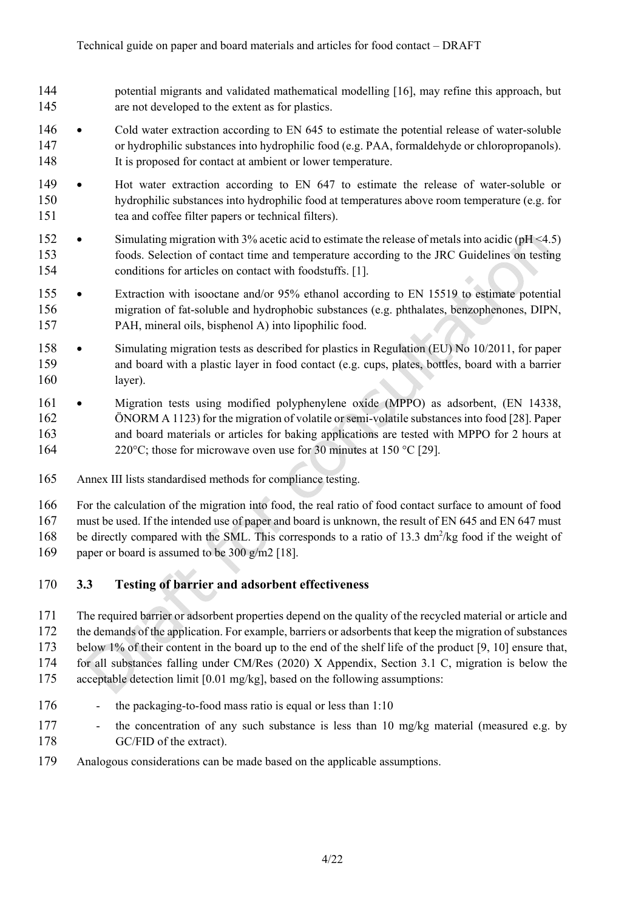potential migrants and validated mathematical modelling [16], may refine this approach, but are not developed to the extent as for plastics.

- Cold water extraction according to EN 645 to estimate the potential release of water-soluble or hydrophilic substances into hydrophilic food (e.g. PAA, formaldehyde or chloropropanols). It is proposed for contact at ambient or lower temperature.
- Hot water extraction according to EN 647 to estimate the release of water-soluble or hydrophilic substances into hydrophilic food at temperatures above room temperature (e.g. for tea and coffee filter papers or technical filters).
- Simulating migration with 3% acetic acid to estimate the release of metals into acidic (pH <4.5) foods. Selection of contact time and temperature according to the JRC Guidelines on testing conditions for articles on contact with foodstuffs. [1].
- Extraction with isooctane and/or 95% ethanol according to EN 15519 to estimate potential migration of fat-soluble and hydrophobic substances (e.g. phthalates, benzophenones, DIPN, PAH, mineral oils, bisphenol A) into lipophilic food.
- Simulating migration tests as described for plastics in Regulation (EU) No 10/2011, for paper and board with a plastic layer in food contact (e.g. cups, plates, bottles, board with a barrier layer).
- Migration tests using modified polyphenylene oxide (MPPO) as adsorbent, (EN 14338, ÖNORM A 1123) for the migration of volatile or semi-volatile substances into food [28]. Paper and board materials or articles for baking applications are tested with MPPO for 2 hours at 220°C; those for microwave oven use for 30 minutes at 150 °C [29].

Annex III lists standardised methods for compliance testing.

For the calculation of the migration into food, the real ratio of food contact surface to amount of food must be used. If the intended use of paper and board is unknown, the result of EN 645 and EN 647 must be directly compared with the SML. This corresponds to a ratio of 13.3 $dm^2$/kg food if the weight of paper or board is assumed to be 300 g/m2 [18].

### 3.3 Testing of barrier and adsorbent effectiveness

The required barrier or adsorbent properties depend on the quality of the recycled material or article and the demands of the application. For example, barriers or adsorbents that keep the migration of substances below 1% of their content in the board up to the end of the shelf life of the product [9, 10] ensure that, for all substances falling under CM/Res (2020) X Appendix, Section 3.1 C, migration is below the acceptable detection limit [0.01 mg/kg], based on the following assumptions:

- the packaging-to-food mass ratio is equal or less than 1:10
- the concentration of any such substance is less than 10 mg/kg material (measured e.g. by GC/FID of the extract).

Analogous considerations can be made based on the applicable assumptions.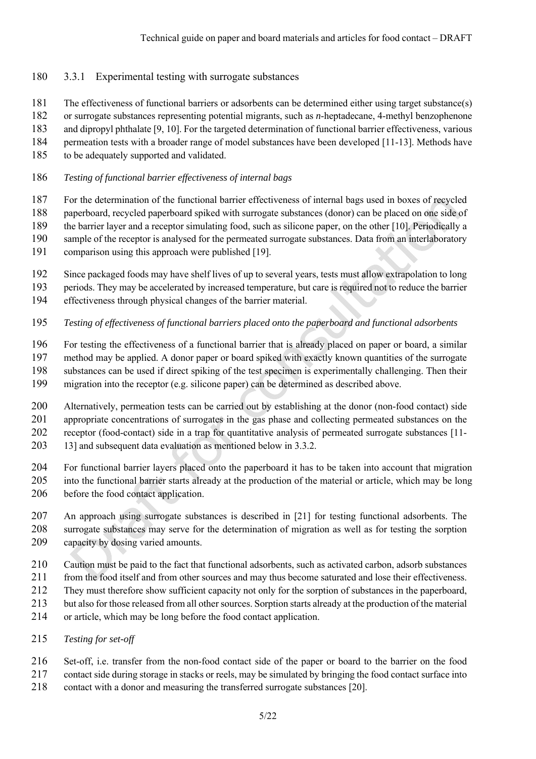### 3.3.1 Experimental testing with surrogate substances

The effectiveness of functional barriers or adsorbents can be determined either using target substance(s) or surrogate substances representing potential migrants, such as *n*-heptadecane, 4-methyl benzophenone and dipropyl phthalate [9, 10]. For the targeted determination of functional barrier effectiveness, various permeation tests with a broader range of model substances have been developed [11-13]. Methods have to be adequately supported and validated.

*Testing of functional barrier effectiveness of internal bags*

For the determination of the functional barrier effectiveness of internal bags used in boxes of recycled paperboard, recycled paperboard spiked with surrogate substances (donor) can be placed on one side of the barrier layer and a receptor simulating food, such as silicone paper, on the other [10]. Periodically a sample of the receptor is analysed for the permeated surrogate substances. Data from an interlaboratory comparison using this approach were published [19].

Since packaged foods may have shelf lives of up to several years, tests must allow extrapolation to long periods. They may be accelerated by increased temperature, but care is required not to reduce the barrier effectiveness through physical changes of the barrier material.

*Testing of effectiveness of functional barriers placed onto the paperboard and functional adsorbents*

For testing the effectiveness of a functional barrier that is already placed on paper or board, a similar method may be applied. A donor paper or board spiked with exactly known quantities of the surrogate substances can be used if direct spiking of the test specimen is experimentally challenging. Then their migration into the receptor (e.g. silicone paper) can be determined as described above.

Alternatively, permeation tests can be carried out by establishing at the donor (non-food contact) side appropriate concentrations of surrogates in the gas phase and collecting permeated substances on the receptor (food-contact) side in a trap for quantitative analysis of permeated surrogate substances [11-13] and subsequent data evaluation as mentioned below in 3.3.2.

For functional barrier layers placed onto the paperboard it has to be taken into account that migration into the functional barrier starts already at the production of the material or article, which may be long before the food contact application.

An approach using surrogate substances is described in [21] for testing functional adsorbents. The surrogate substances may serve for the determination of migration as well as for testing the sorption capacity by dosing varied amounts.

Caution must be paid to the fact that functional adsorbents, such as activated carbon, adsorb substances from the food itself and from other sources and may thus become saturated and lose their effectiveness. They must therefore show sufficient capacity not only for the sorption of substances in the paperboard, but also for those released from all other sources. Sorption starts already at the production of the material or article, which may be long before the food contact application.

*Testing for set-off*

Set-off, i.e. transfer from the non-food contact side of the paper or board to the barrier on the food contact side during storage in stacks or reels, may be simulated by bringing the food contact surface into contact with a donor and measuring the transferred surrogate substances [20].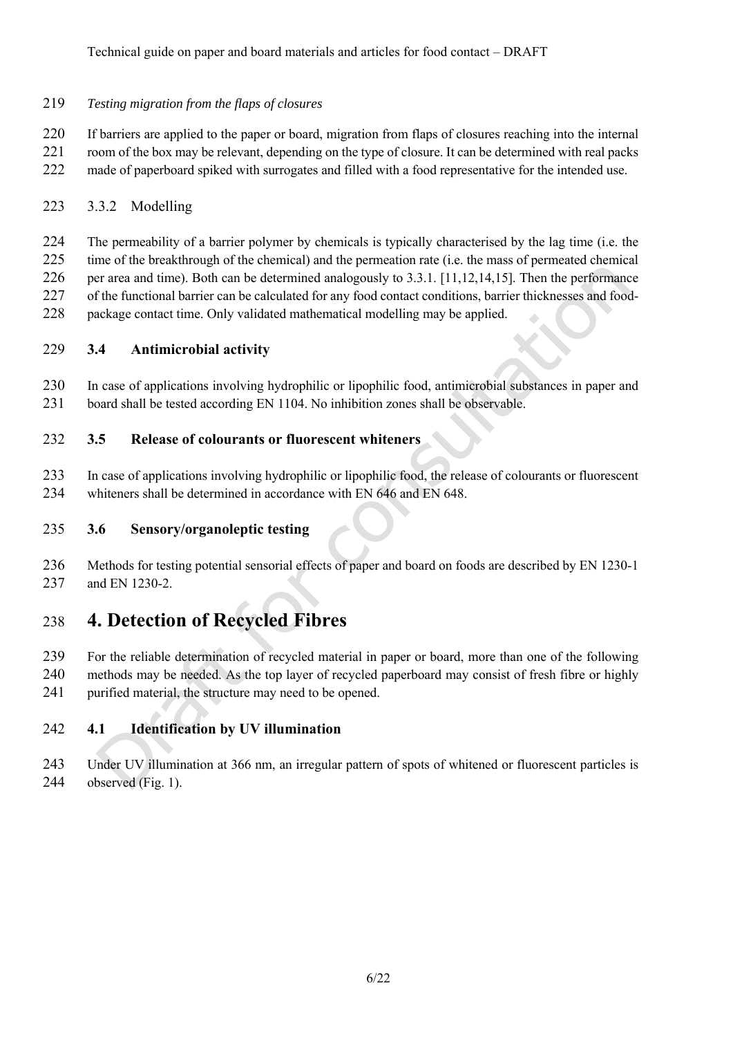*Testing migration from the flaps of closures*

If barriers are applied to the paper or board, migration from flaps of closures reaching into the internal room of the box may be relevant, depending on the type of closure. It can be determined with real packs made of paperboard spiked with surrogates and filled with a food representative for the intended use.

### 3.3.2 Modelling

The permeability of a barrier polymer by chemicals is typically characterised by the lag time (i.e. the time of the breakthrough of the chemical) and the permeation rate (i.e. the mass of permeated chemical per area and time). Both can be determined analogously to 3.3.1. [11,12,14,15]. Then the performance of the functional barrier can be calculated for any food contact conditions, barrier thicknesses and food-package contact time. Only validated mathematical modelling may be applied.

## 3.4 Antimicrobial activity

In case of applications involving hydrophilic or lipophilic food, antimicrobial substances in paper and board shall be tested according EN 1104. No inhibition zones shall be observable.

## 3.5 Release of colourants or fluorescent whiteners

In case of applications involving hydrophilic or lipophilic food, the release of colourants or fluorescent whiteners shall be determined in accordance with EN 646 and EN 648.

## 3.6 Sensory/organoleptic testing

Methods for testing potential sensorial effects of paper and board on foods are described by EN 1230-1 and EN 1230-2.

# 4. Detection of Recycled Fibres

For the reliable determination of recycled material in paper or board, more than one of the following methods may be needed. As the top layer of recycled paperboard may consist of fresh fibre or highly purified material, the structure may need to be opened.

## 4.1 Identification by UV illumination

Under UV illumination at 366 nm, an irregular pattern of spots of whitened or fluorescent particles is observed (Fig. 1).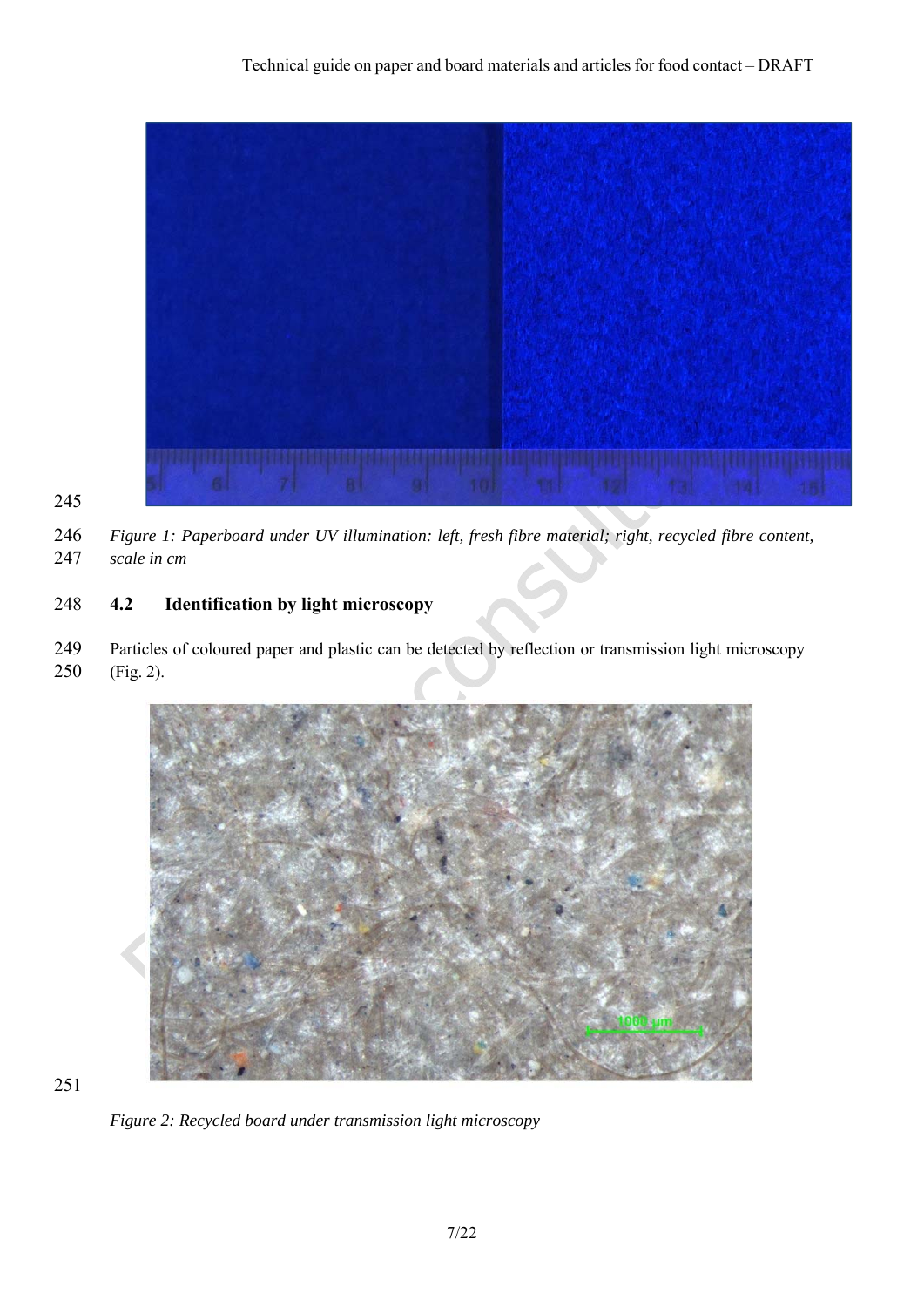Figure 1: Paperboard under UV illumination: left, fresh fibre material; right, recycled fibre content, scale in cm

### 4.2 Identification by light microscopy

Particles of coloured paper and plastic can be detected by reflection or transmission light microscopy (Fig. 2).

*Figure 2: Recycled board under transmission light microscopy*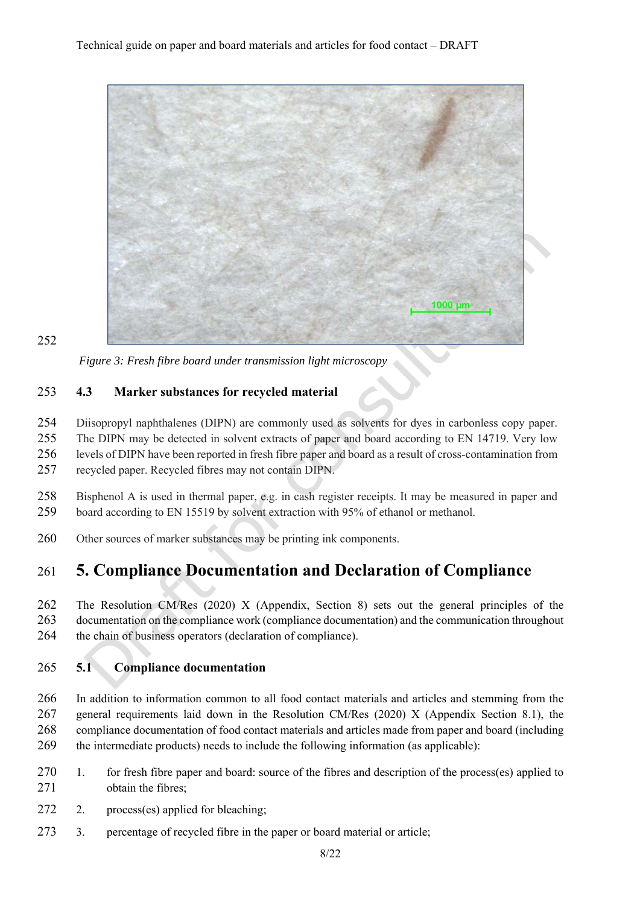*Figure 3: Fresh fibre board under transmission light microscopy*

### 4.3 Marker substances for recycled material

Diisopropyl naphthalenes (DIPN) are commonly used as solvents for dyes in carbonless copy paper. The DIPN may be detected in solvent extracts of paper and board according to EN 14719. Very low levels of DIPN have been reported in fresh fibre paper and board as a result of cross-contamination from recycled paper. Recycled fibres may not contain DIPN.

Bisphenol A is used in thermal paper, e.g. in cash register receipts. It may be measured in paper and board according to EN 15519 by solvent extraction with 95% of ethanol or methanol.

Other sources of marker substances may be printing ink components.

# 5. Compliance Documentation and Declaration of Compliance

The Resolution CM/Res (2020) X (Appendix, Section 8) sets out the general principles of the documentation on the compliance work (compliance documentation) and the communication throughout the chain of business operators (declaration of compliance).

### 5.1 Compliance documentation

In addition to information common to all food contact materials and articles and stemming from the general requirements laid down in the Resolution CM/Res (2020) X (Appendix Section 8.1), the compliance documentation of food contact materials and articles made from paper and board (including the intermediate products) needs to include the following information (as applicable):

1. for fresh fibre paper and board: source of the fibres and description of the process(es) applied to obtain the fibres;
2. process(es) applied for bleaching;
3. percentage of recycled fibre in the paper or board material or article;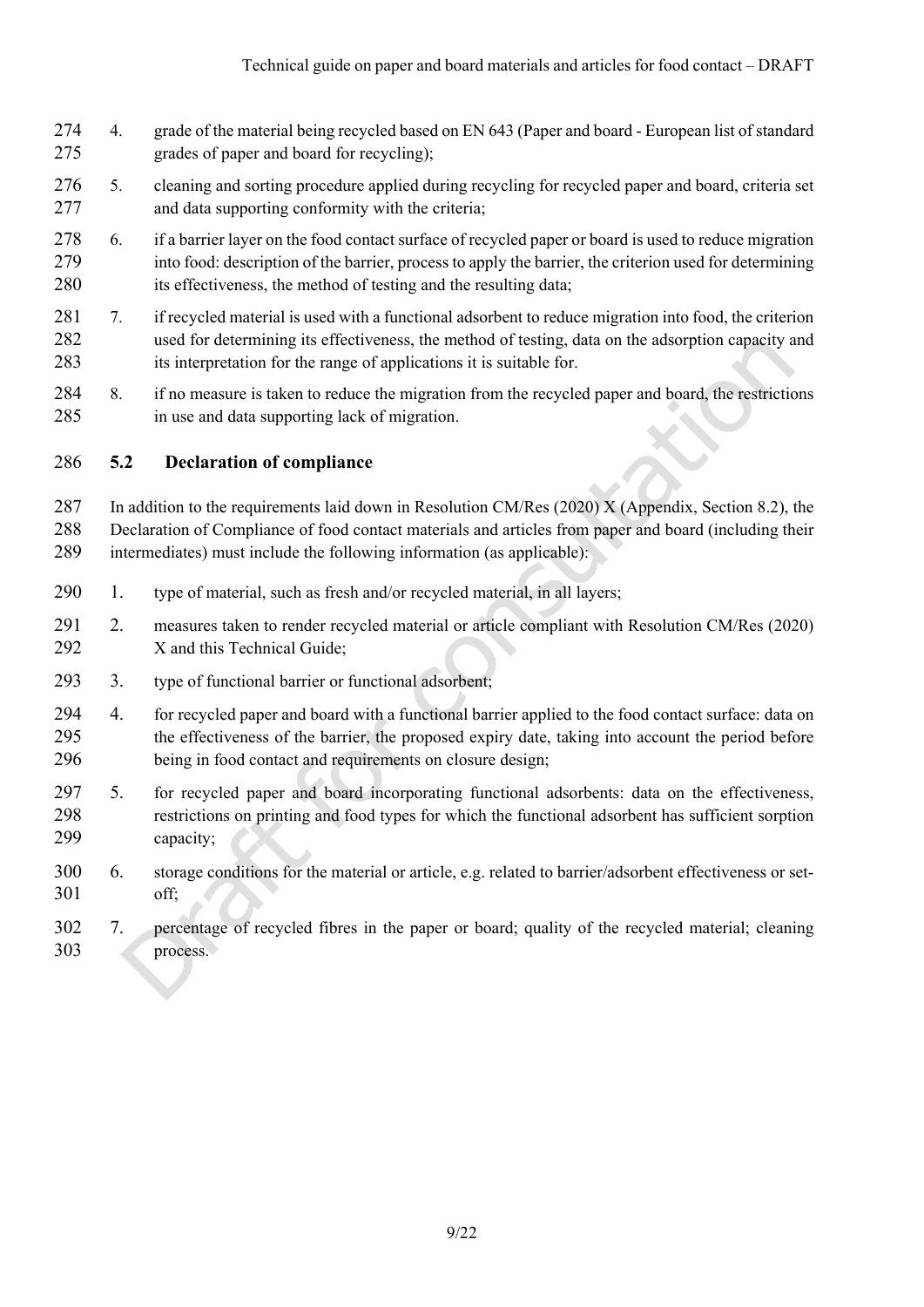4. grade of the material being recycled based on EN 643 (Paper and board - European list of standard grades of paper and board for recycling);
5. cleaning and sorting procedure applied during recycling for recycled paper and board, criteria set and data supporting conformity with the criteria;
6. if a barrier layer on the food contact surface of recycled paper or board is used to reduce migration into food: description of the barrier, process to apply the barrier, the criterion used for determining its effectiveness, the method of testing and the resulting data;
7. if recycled material is used with a functional adsorbent to reduce migration into food, the criterion used for determining its effectiveness, the method of testing, data on the adsorption capacity and its interpretation for the range of applications it is suitable for.
8. if no measure is taken to reduce the migration from the recycled paper and board, the restrictions in use and data supporting lack of migration.

## 5.2 Declaration of compliance

In addition to the requirements laid down in Resolution CM/Res (2020) X (Appendix, Section 8.2), the Declaration of Compliance of food contact materials and articles from paper and board (including their intermediates) must include the following information (as applicable):

1. type of material, such as fresh and/or recycled material, in all layers;
2. measures taken to render recycled material or article compliant with Resolution CM/Res (2020) X and this Technical Guide;
3. type of functional barrier or functional adsorbent;
4. for recycled paper and board with a functional barrier applied to the food contact surface: data on the effectiveness of the barrier, the proposed expiry date, taking into account the period before being in food contact and requirements on closure design;
5. for recycled paper and board incorporating functional adsorbents: data on the effectiveness, restrictions on printing and food types for which the functional adsorbent has sufficient sorption capacity;
6. storage conditions for the material or article, e.g. related to barrier/adsorbent effectiveness or set-off;
7. percentage of recycled fibres in the paper or board; quality of the recycled material; cleaning process.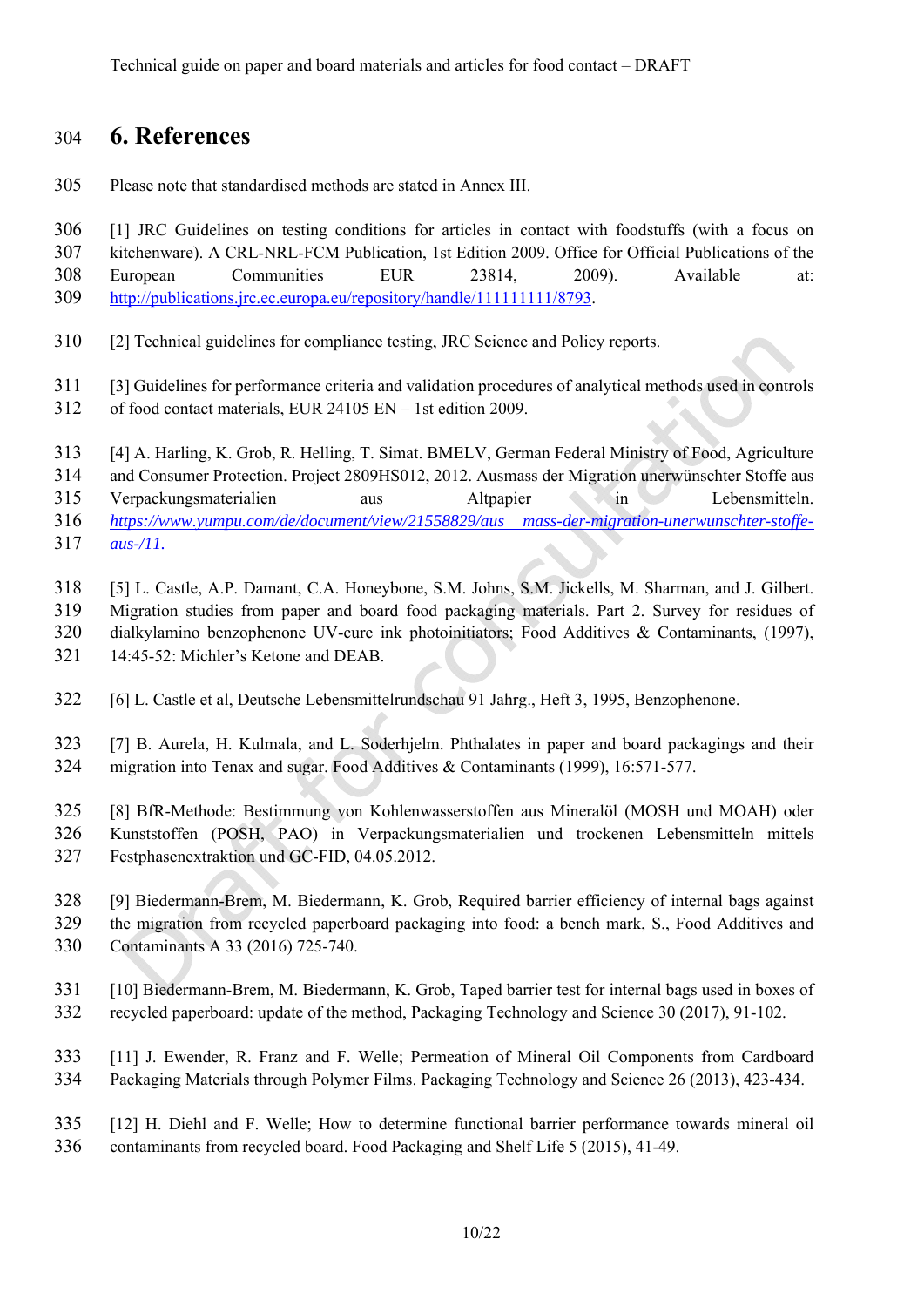# 6. References

Please note that standardised methods are stated in Annex III.

[1] JRC Guidelines on testing conditions for articles in contact with foodstuffs (with a focus on kitchenware). A CRL-NRL-FCM Publication, 1st Edition 2009. Office for Official Publications of the European Communities EUR 23814, 2009). Available at: http://publications.jrc.ec.europa.eu/repository/handle/111111111/8793.

[2] Technical guidelines for compliance testing, JRC Science and Policy reports.

[3] Guidelines for performance criteria and validation procedures of analytical methods used in controls of food contact materials, EUR 24105 EN – 1st edition 2009.

[4] A. Harling, K. Grob, R. Helling, T. Simat. BMELV, German Federal Ministry of Food, Agriculture and Consumer Protection. Project 2809HS012, 2012. Ausmass der Migration unerwünschter Stoffe aus Verpackungsmaterialien aus Altpapier in Lebensmitteln. *https://www.yumpu.com/de/document/view/21558829/aus mass-der-migration-unerwunschter-stoffe-aus-/11.*

[5] L. Castle, A.P. Damant, C.A. Honeybone, S.M. Johns, S.M. Jickells, M. Sharman, and J. Gilbert. Migration studies from paper and board food packaging materials. Part 2. Survey for residues of dialkylamino benzophenone UV-cure ink photoinitiators; Food Additives & Contaminants, (1997), 14:45-52: Michler's Ketone and DEAB.

[6] L. Castle et al, Deutsche Lebensmittelrundschau 91 Jahrg., Heft 3, 1995, Benzophenone.

[7] B. Aurela, H. Kulmala, and L. Soderhjelm. Phthalates in paper and board packagings and their migration into Tenax and sugar. Food Additives & Contaminants (1999), 16:571-577.

[8] BfR-Methode: Bestimmung von Kohlenwasserstoffen aus Mineralöl (MOSH und MOAH) oder Kunststoffen (POSH, PAO) in Verpackungsmaterialien und trockenen Lebensmitteln mittels Festphasenextraktion und GC-FID, 04.05.2012.

[9] Biedermann-Brem, M. Biedermann, K. Grob, Required barrier efficiency of internal bags against the migration from recycled paperboard packaging into food: a bench mark, S., Food Additives and Contaminants A 33 (2016) 725-740.

[10] Biedermann-Brem, M. Biedermann, K. Grob, Taped barrier test for internal bags used in boxes of recycled paperboard: update of the method, Packaging Technology and Science 30 (2017), 91-102.

[11] J. Ewender, R. Franz and F. Welle; Permeation of Mineral Oil Components from Cardboard Packaging Materials through Polymer Films. Packaging Technology and Science 26 (2013), 423-434.

[12] H. Diehl and F. Welle; How to determine functional barrier performance towards mineral oil contaminants from recycled board. Food Packaging and Shelf Life 5 (2015), 41-49.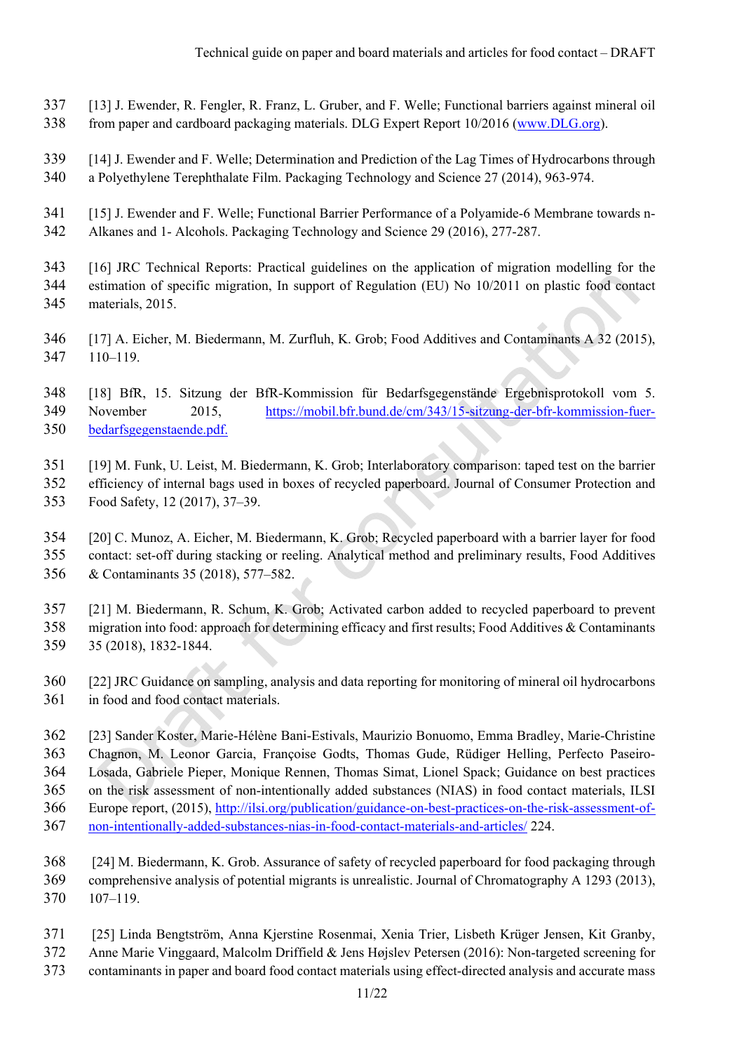[13] J. Ewender, R. Fengler, R. Franz, L. Gruber, and F. Welle; Functional barriers against mineral oil from paper and cardboard packaging materials. DLG Expert Report 10/2016 (www.DLG.org).

[14] J. Ewender and F. Welle; Determination and Prediction of the Lag Times of Hydrocarbons through a Polyethylene Terephthalate Film. Packaging Technology and Science 27 (2014), 963-974.

[15] J. Ewender and F. Welle; Functional Barrier Performance of a Polyamide-6 Membrane towards n-Alkanes and 1- Alcohols. Packaging Technology and Science 29 (2016), 277-287.

[16] JRC Technical Reports: Practical guidelines on the application of migration modelling for the estimation of specific migration, In support of Regulation (EU) No 10/2011 on plastic food contact materials, 2015.

[17] A. Eicher, M. Biedermann, M. Zurfluh, K. Grob; Food Additives and Contaminants A 32 (2015), 110–119.

[18] BfR, 15. Sitzung der BfR-Kommission für Bedarfsgegenstände Ergebnisprotokoll vom 5. November 2015, https://mobil.bfr.bund.de/cm/343/15-sitzung-der-bfr-kommission-fuer-bedarfsgegenstaende.pdf.

[19] M. Funk, U. Leist, M. Biedermann, K. Grob; Interlaboratory comparison: taped test on the barrier efficiency of internal bags used in boxes of recycled paperboard. Journal of Consumer Protection and Food Safety, 12 (2017), 37–39.

[20] C. Munoz, A. Eicher, M. Biedermann, K. Grob; Recycled paperboard with a barrier layer for food contact: set-off during stacking or reeling. Analytical method and preliminary results, Food Additives & Contaminants 35 (2018), 577–582.

[21] M. Biedermann, R. Schum, K. Grob; Activated carbon added to recycled paperboard to prevent migration into food: approach for determining efficacy and first results; Food Additives & Contaminants 35 (2018), 1832-1844.

[22] JRC Guidance on sampling, analysis and data reporting for monitoring of mineral oil hydrocarbons in food and food contact materials.

[23] Sander Koster, Marie-Hélène Bani-Estivals, Maurizio Bonuomo, Emma Bradley, Marie-Christine Chagnon, M. Leonor Garcia, Françoise Godts, Thomas Gude, Rüdiger Helling, Perfecto Paseiro-Losada, Gabriele Pieper, Monique Rennen, Thomas Simat, Lionel Spack; Guidance on best practices on the risk assessment of non-intentionally added substances (NIAS) in food contact materials, ILSI Europe report, (2015), http://ilsi.org/publication/guidance-on-best-practices-on-the-risk-assessment-of-non-intentionally-added-substances-nias-in-food-contact-materials-and-articles/ 224.

[24] M. Biedermann, K. Grob. Assurance of safety of recycled paperboard for food packaging through comprehensive analysis of potential migrants is unrealistic. Journal of Chromatography A 1293 (2013), 107–119.

[25] Linda Bengtström, Anna Kjerstine Rosenmai, Xenia Trier, Lisbeth Krüger Jensen, Kit Granby, Anne Marie Vinggaard, Malcolm Driffield & Jens Højslev Petersen (2016): Non-targeted screening for contaminants in paper and board food contact materials using effect-directed analysis and accurate mass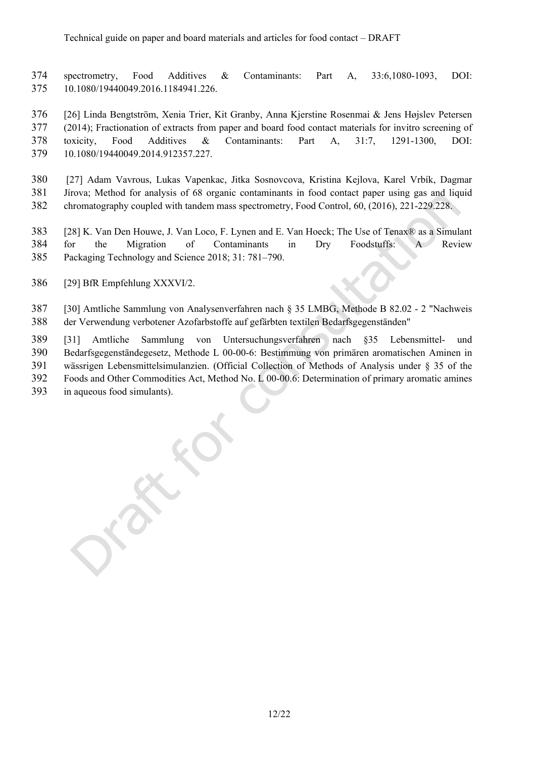spectrometry, Food Additives & Contaminants: Part A, 33:6,1080-1093, DOI: 10.1080/19440049.2016.1184941.226.

[26] Linda Bengtström, Xenia Trier, Kit Granby, Anna Kjerstine Rosenmai & Jens Højslev Petersen (2014); Fractionation of extracts from paper and board food contact materials for invitro screening of toxicity, Food Additives & Contaminants: Part A, 31:7, 1291-1300, DOI: 10.1080/19440049.2014.912357.227.

[27] Adam Vavrous, Lukas Vapenkac, Jitka Sosnovcova, Kristina Kejlova, Karel Vrbík, Dagmar Jírova; Method for analysis of 68 organic contaminants in food contact paper using gas and liquid chromatography coupled with tandem mass spectrometry, Food Control, 60, (2016), 221-229.228.

[28] K. Van Den Houwe, J. Van Loco, F. Lynen and E. Van Hoeck; The Use of Tenax® as a Simulant for the Migration of Contaminants in Dry Foodstuffs: A Review Packaging Technology and Science 2018; 31: 781–790.

[29] BfR Empfehlung XXXVI/2.

[30] Amtliche Sammlung von Analysenverfahren nach § 35 LMBG, Methode B 82.02 - 2 "Nachweis der Verwendung verbotener Azofarbstoffe auf gefärbten textilen Bedarfsgegenständen"

[31] Amtliche Sammlung von Untersuchungsverfahren nach §35 Lebensmittel- und Bedarfsgegenständegesetz, Methode L 00-00-6: Bestimmung von primären aromatischen Aminen in wässrigen Lebensmittelsimulanzien. (Official Collection of Methods of Analysis under § 35 of the Foods and Other Commodities Act, Method No. L 00-00.6: Determination of primary aromatic amines in aqueous food simulants).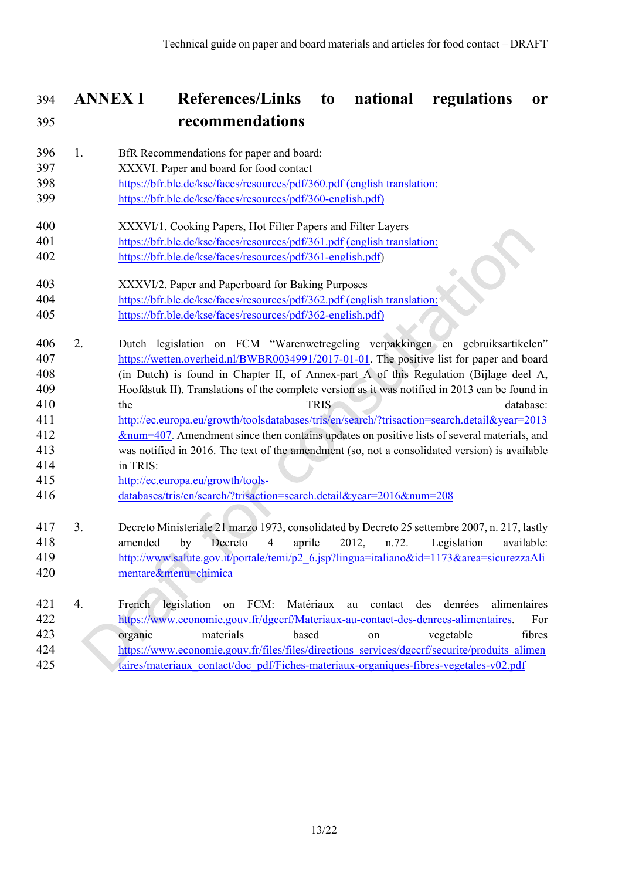# ANNEX I References/Links to national regulations or recommendations

1. BfR Recommendations for paper and board:
   XXXVI. Paper and board for food contact
   https://bfr.ble.de/kse/faces/resources/pdf/360.pdf (english translation: https://bfr.ble.de/kse/faces/resources/pdf/360-english.pdf)

   XXXVI/1. Cooking Papers, Hot Filter Papers and Filter Layers
   https://bfr.ble.de/kse/faces/resources/pdf/361.pdf (english translation: https://bfr.ble.de/kse/faces/resources/pdf/361-english.pdf)

   XXXVI/2. Paper and Paperboard for Baking Purposes
   https://bfr.ble.de/kse/faces/resources/pdf/362.pdf (english translation: https://bfr.ble.de/kse/faces/resources/pdf/362-english.pdf)

2. Dutch legislation on FCM "Warenwetregeling verpakkingen en gebruiksartikelen" https://wetten.overheid.nl/BWBR0034991/2017-01-01. The positive list for paper and board (in Dutch) is found in Chapter II, of Annex-part A of this Regulation (Bijlage deel A, Hoofdstuk II). Translations of the complete version as it was notified in 2013 can be found in the TRIS database: http://ec.europa.eu/growth/toolsdatabases/tris/en/search/?trisaction=search.detail&year=2013&num=407. Amendment since then contains updates on positive lists of several materials, and was notified in 2016. The text of the amendment (so, not a consolidated version) is available in TRIS:
   http://ec.europa.eu/growth/tools-databases/tris/en/search/?trisaction=search.detail&year=2016&num=208

3. Decreto Ministeriale 21 marzo 1973, consolidated by Decreto 25 settembre 2007, n. 217, lastly amended by Decreto 4 aprile 2012, n.72. Legislation available: http://www.salute.gov.it/portale/temi/p2_6.jsp?lingua=italiano&id=1173&area=sicurezzaAlimentare&menu=chimica

4. French legislation on FCM: Matériaux au contact des denrées alimentaires https://www.economie.gouv.fr/dgccrf/Materiaux-au-contact-des-denrees-alimentaires. For organic materials based on vegetable fibres https://www.economie.gouv.fr/files/files/directions_services/dgccrf/securite/produits_alimentaires/materiaux_contact/doc_pdf/Fiches-materiaux-organiques-fibres-vegetales-v02.pdf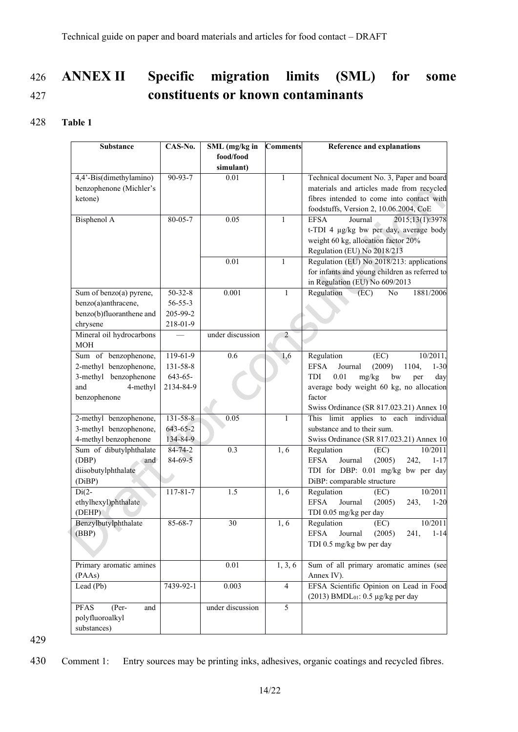# ANNEX II Specific migration limits (SML) for some constituents or known contaminants

**Table 1**

| Substance | CAS-No. | SML (mg/kg in food/food simulant) | Comments | Reference and explanations |
|---|---|---|---|---|
| 4,4'-Bis(dimethylamino) benzophenone (Michler's ketone) | 90-93-7 | 0.01 | 1 | Technical document No. 3, Paper and board materials and articles made from recycled fibres intended to come into contact with foodstuffs, Version 2, 10.06.2004, CoE |
| Bisphenol A | 80-05-7 | 0.05 | 1 | EFSA Journal 2015;13(1):3978 t-TDI 4 µg/kg bw per day, average body weight 60 kg, allocation factor 20% Regulation (EU) No 2018/213 |
| | | 0.01 | 1 | Regulation (EU) No 2018/213: applications for infants and young children as referred to in Regulation (EU) No 609/2013 |
| Sum of benzo(a) pyrene, benzo(a)anthracene, benzo(b)fluoranthene and chrysene | 50-32-8<br>56-55-3<br>205-99-2<br>218-01-9 | 0.001 | 1 | Regulation (EC) No 1881/2006 |
| Mineral oil hydrocarbons MOH | — | under discussion | 2 | |
| Sum of benzophenone, 2-methyl benzophenone, 3-methyl benzophenone and 4-methyl benzophenone | 119-61-9<br>131-58-8<br>643-65-<br>2134-84-9 | 0.6 | 1,6 | Regulation (EC) 10/2011, EFSA Journal (2009) 1104, 1-30 TDI 0.01 mg/kg bw per day average body weight 60 kg, no allocation factor<br>Swiss Ordinance (SR 817.023.21) Annex 10 |
| 2-methyl benzophenone, 3-methyl benzophenone, 4-methyl benzophenone | 131-58-8<br>643-65-2<br>134-84-9 | 0.05 | 1 | This limit applies to each individual substance and to their sum.<br>Swiss Ordinance (SR 817.023.21) Annex 10 |
| Sum of dibutylphthalate (DBP) and diisobutylphthalate (DiBP) | 84-74-2<br>84-69-5 | 0.3 | 1, 6 | Regulation (EC) 10/2011 EFSA Journal (2005) 242, 1-17 TDI for DBP: 0.01 mg/kg bw per day DiBP: comparable structure |
| Di(2-ethylhexyl)phthalate (DEHP) | 117-81-7 | 1.5 | 1, 6 | Regulation (EC) 10/2011 EFSA Journal (2005) 243, 1-20 TDI 0.05 mg/kg per day |
| Benzylbutylphthalate (BBP) | 85-68-7 | 30 | 1, 6 | Regulation (EC) 10/2011 EFSA Journal (2005) 241, 1-14 TDI 0.5 mg/kg bw per day |
| Primary aromatic amines (PAAs) | | 0.01 | 1, 3, 6 | Sum of all primary aromatic amines (see Annex IV). |
| Lead (Pb) | 7439-92-1 | 0.003 | 4 | EFSA Scientific Opinion on Lead in Food (2013) $BMDL_{01}$: 0.5 µg/kg per day |
| PFAS (Per- and polyfluoroalkyl substances) | | under discussion | 5 | |

Comment 1: Entry sources may be printing inks, adhesives, organic coatings and recycled fibres.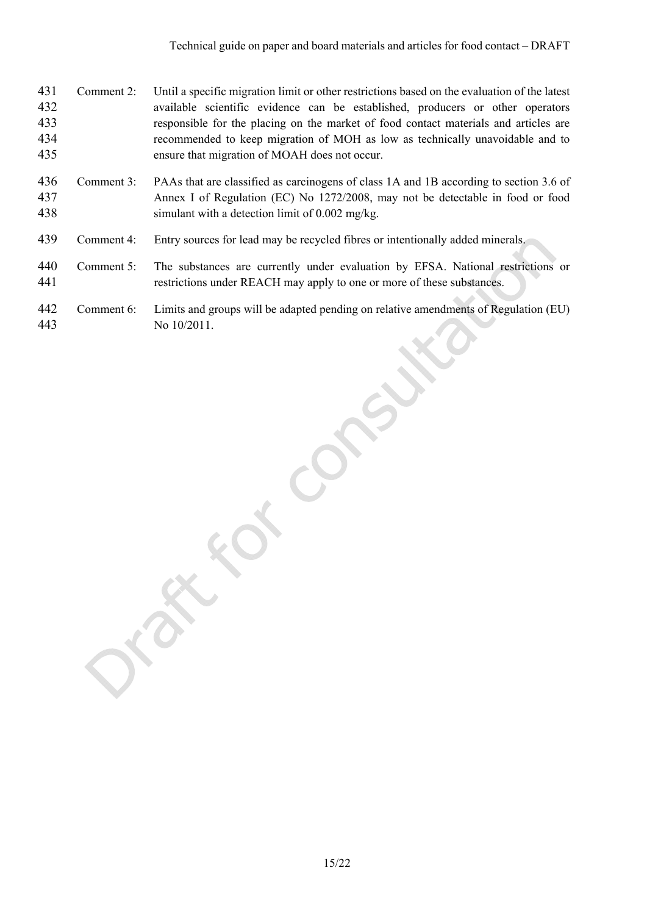Comment 2: Until a specific migration limit or other restrictions based on the evaluation of the latest available scientific evidence can be established, producers or other operators responsible for the placing on the market of food contact materials and articles are recommended to keep migration of MOH as low as technically unavoidable and to ensure that migration of MOAH does not occur.

Comment 3: PAAs that are classified as carcinogens of class 1A and 1B according to section 3.6 of Annex I of Regulation (EC) No 1272/2008, may not be detectable in food or food simulant with a detection limit of 0.002 mg/kg.

Comment 4: Entry sources for lead may be recycled fibres or intentionally added minerals.

Comment 5: The substances are currently under evaluation by EFSA. National restrictions or restrictions under REACH may apply to one or more of these substances.

Comment 6: Limits and groups will be adapted pending on relative amendments of Regulation (EU) No 10/2011.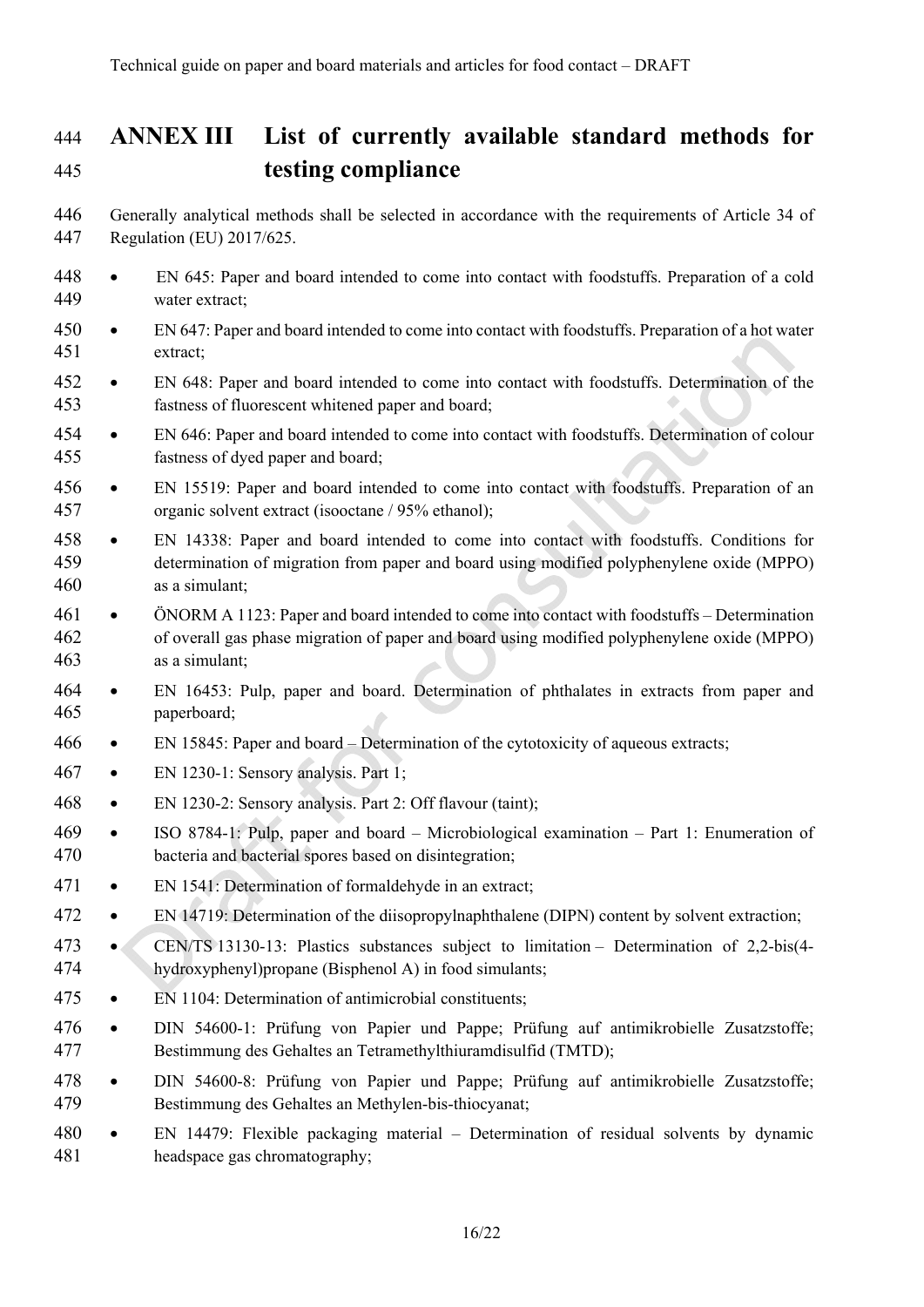# ANNEX III List of currently available standard methods for testing compliance

Generally analytical methods shall be selected in accordance with the requirements of Article 34 of Regulation (EU) 2017/625.

- EN 645: Paper and board intended to come into contact with foodstuffs. Preparation of a cold water extract;
- EN 647: Paper and board intended to come into contact with foodstuffs. Preparation of a hot water extract;
- EN 648: Paper and board intended to come into contact with foodstuffs. Determination of the fastness of fluorescent whitened paper and board;
- EN 646: Paper and board intended to come into contact with foodstuffs. Determination of colour fastness of dyed paper and board;
- EN 15519: Paper and board intended to come into contact with foodstuffs. Preparation of an organic solvent extract (isooctane / 95% ethanol);
- EN 14338: Paper and board intended to come into contact with foodstuffs. Conditions for determination of migration from paper and board using modified polyphenylene oxide (MPPO) as a simulant;
- ÖNORM A 1123: Paper and board intended to come into contact with foodstuffs – Determination of overall gas phase migration of paper and board using modified polyphenylene oxide (MPPO) as a simulant;
- EN 16453: Pulp, paper and board. Determination of phthalates in extracts from paper and paperboard;
- EN 15845: Paper and board – Determination of the cytotoxicity of aqueous extracts;
- EN 1230-1: Sensory analysis. Part 1;
- EN 1230-2: Sensory analysis. Part 2: Off flavour (taint);
- ISO 8784-1: Pulp, paper and board – Microbiological examination – Part 1: Enumeration of bacteria and bacterial spores based on disintegration;
- EN 1541: Determination of formaldehyde in an extract;
- EN 14719: Determination of the diisopropylnaphthalene (DIPN) content by solvent extraction;
- CEN/TS 13130-13: Plastics substances subject to limitation – Determination of 2,2-bis(4-hydroxyphenyl)propane (Bisphenol A) in food simulants;
- EN 1104: Determination of antimicrobial constituents;
- DIN 54600-1: Prüfung von Papier und Pappe; Prüfung auf antimikrobielle Zusatzstoffe; Bestimmung des Gehaltes an Tetramethylthiuramdisulfid (TMTD);
- DIN 54600-8: Prüfung von Papier und Pappe; Prüfung auf antimikrobielle Zusatzstoffe; Bestimmung des Gehaltes an Methylen-bis-thiocyanat;
- EN 14479: Flexible packaging material – Determination of residual solvents by dynamic headspace gas chromatography;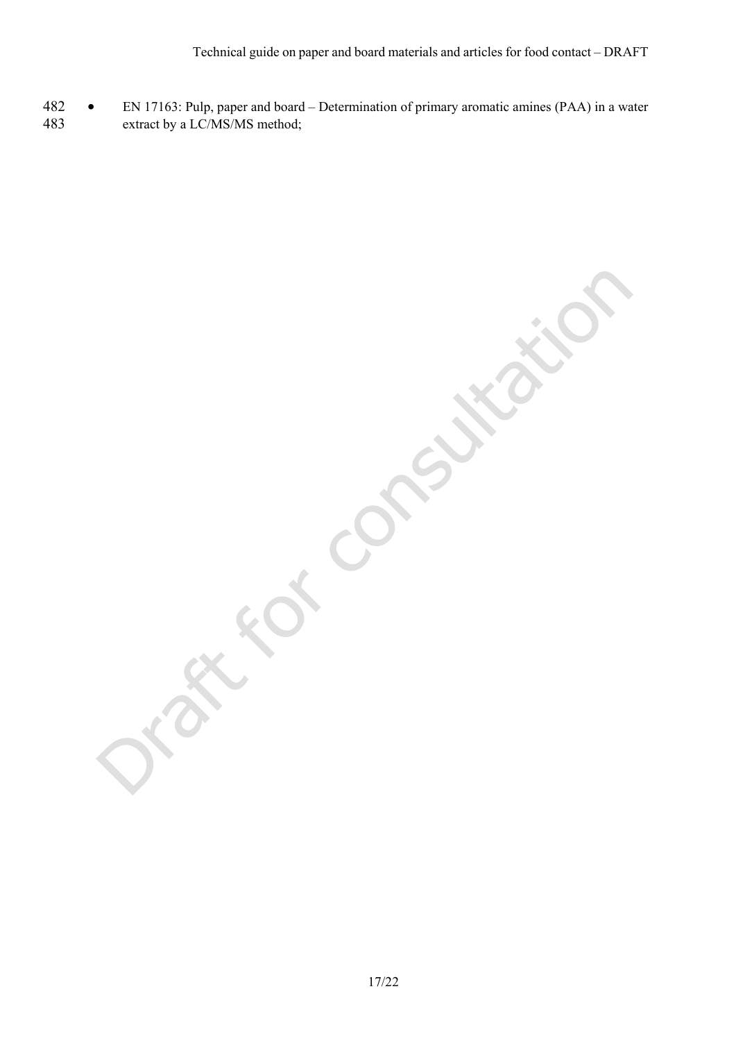- EN 17163: Pulp, paper and board – Determination of primary aromatic amines (PAA) in a water extract by a LC/MS/MS method;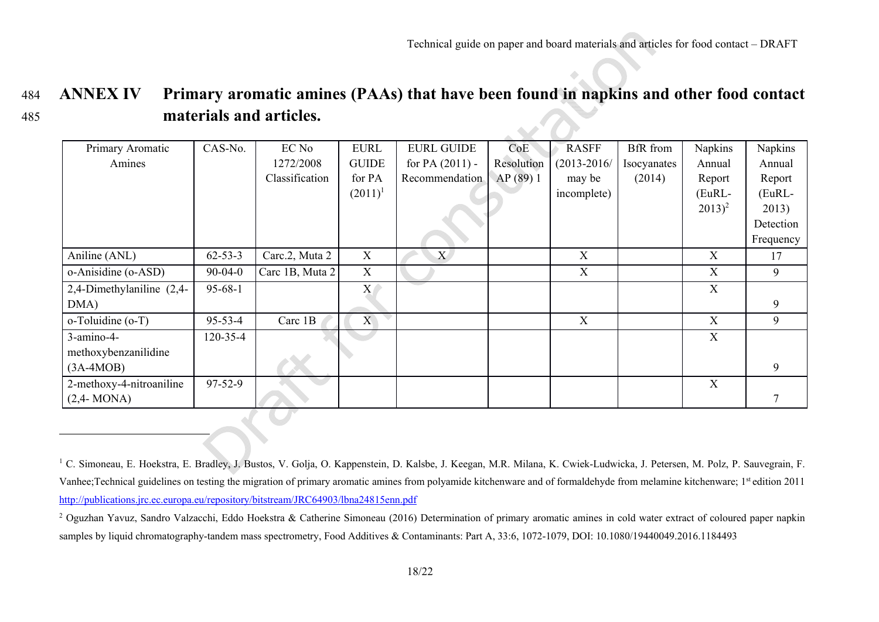# ANNEX IV Primary aromatic amines (PAAs) that have been found in napkins and other food contact materials and articles.

| Primary Aromatic Amines | CAS-No. | EC No 1272/2008 Classification | EURL GUIDE for PA (2011)[1] | EURL GUIDE for PA (2011) - Recommendation | CoE Resolution AP (89) 1 | RASFF (2013-2016/ may be incomplete) | BfR from Isocyanates (2014) | Napkins Annual Report (EuRL-2013)[2] | Napkins Annual Report (EuRL-2013) Detection Frequency |
|---|---|---|---|---|---|---|---|---|---|
| Aniline (ANL) | 62-53-3 | Carc.2, Muta 2 | X | X | | X | | X | 17 |
| o-Anisidine (o-ASD) | 90-04-0 | Carc 1B, Muta 2 | X | | | X | | X | 9 |
| 2,4-Dimethylaniline (2,4-DMA) | 95-68-1 | | X | | | | | X | 9 |
| o-Toluidine (o-T) | 95-53-4 | Carc 1B | X | | | X | | X | 9 |
| 3-amino-4-methoxybenzanilidine (3A-4MOB) | 120-35-4 | | | | | | | X | 9 |
| 2-methoxy-4-nitroaniline (2,4- MONA) | 97-52-9 | | | | | | | X | 7 |

[1] C. Simoneau, E. Hoekstra, E. Bradley, J. Bustos, V. Golja, O. Kappenstein, D. Kalsbe, J. Keegan, M.R. Milana, K. Cwiek-Ludwicka, J. Petersen, M. Polz, P. Sauvegrain, F. Vanhee;Technical guidelines on testing the migration of primary aromatic amines from polyamide kitchenware and of formaldehyde from melamine kitchenware; 1st edition 2011 http://publications.jrc.ec.europa.eu/repository/bitstream/JRC64903/lbna24815enn.pdf

[2] Oguzhan Yavuz, Sandro Valzacchi, Eddo Hoekstra & Catherine Simoneau (2016) Determination of primary aromatic amines in cold water extract of coloured paper napkin samples by liquid chromatography-tandem mass spectrometry, Food Additives & Contaminants: Part A, 33:6, 1072-1079, DOI: 10.1080/19440049.2016.1184493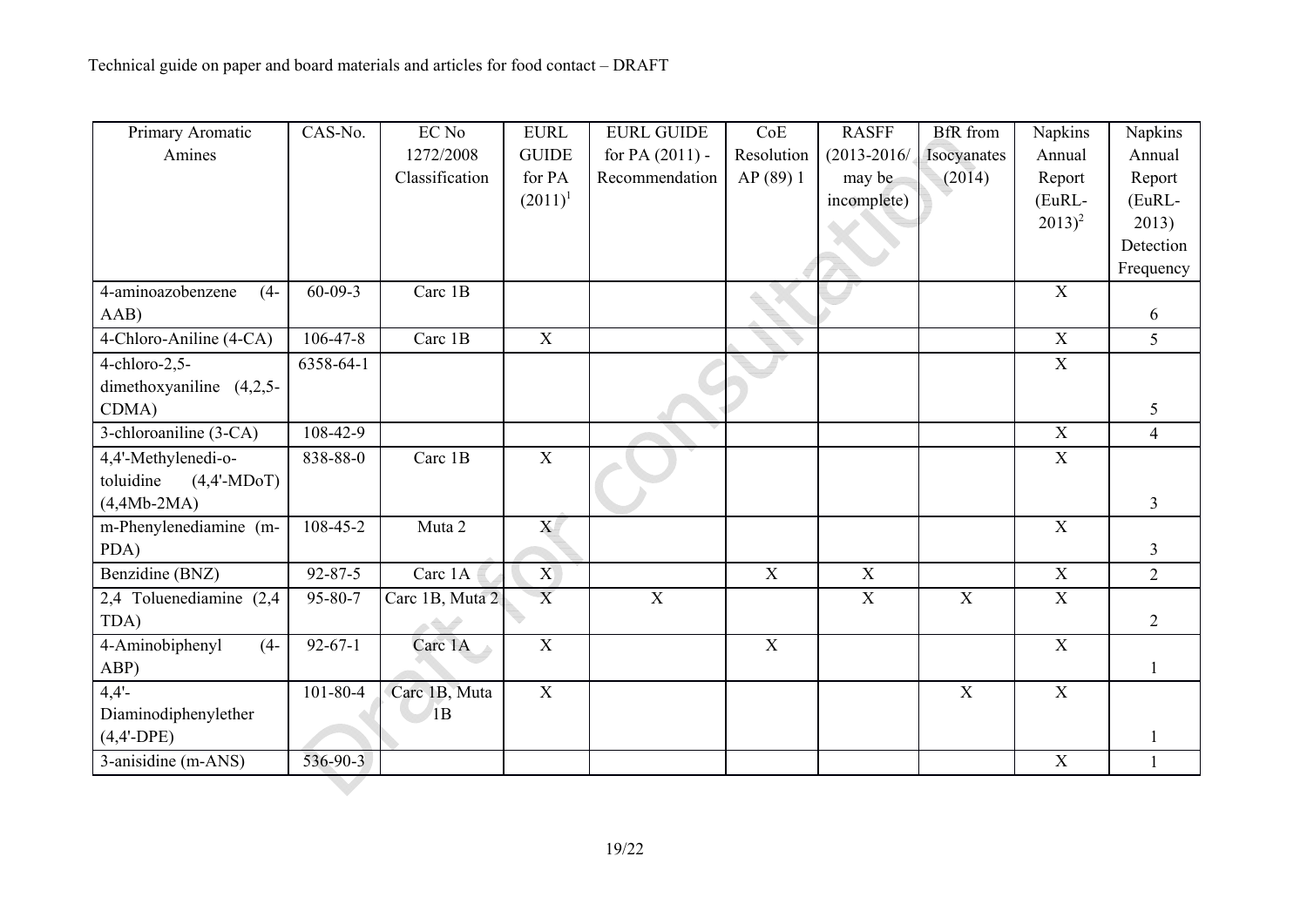| Primary Aromatic Amines | CAS-No. | EC No 1272/2008 Classification | EURL GUIDE for PA (2011)[1] | EURL GUIDE for PA (2011) - Recommendation | CoE Resolution AP (89) 1 | RASFF (2013-2016/ may be incomplete) | BfR from Isocyanates (2014) | Napkins Annual Report (EuRL-2013)[2] | Napkins Annual Report (EuRL-2013) Detection Frequency |
|---|---|---|---|---|---|---|---|---|---|
| 4-aminoazobenzene (4-AAB) | 60-09-3 | Carc 1B | | | | | | X | 6 |
| 4-Chloro-Aniline (4-CA) | 106-47-8 | Carc 1B | X | | | | | X | 5 |
| 4-chloro-2,5-dimethoxyaniline (4,2,5-CDMA) | 6358-64-1 | | | | | | | X | 5 |
| 3-chloroaniline (3-CA) | 108-42-9 | | | | | | | X | 4 |
| 4,4'-Methylenedi-o-toluidine (4,4'-MDoT) (4,4Mb-2MA) | 838-88-0 | Carc 1B | X | | | | | X | 3 |
| m-Phenylenediamine (m-PDA) | 108-45-2 | Muta 2 | X | | | | | X | 3 |
| Benzidine (BNZ) | 92-87-5 | Carc 1A | X | | X | X | | X | 2 |
| 2,4 Toluenediamine (2,4 TDA) | 95-80-7 | Carc 1B, Muta 2 | X | X | | X | X | X | 2 |
| 4-Aminobiphenyl (4-ABP) | 92-67-1 | Carc 1A | X | | X | | | X | 1 |
| 4,4'-Diaminodiphenylether (4,4'-DPE) | 101-80-4 | Carc 1B, Muta 1B | X | | | | X | X | 1 |
| 3-anisidine (m-ANS) | 536-90-3 | | | | | | | X | 1 |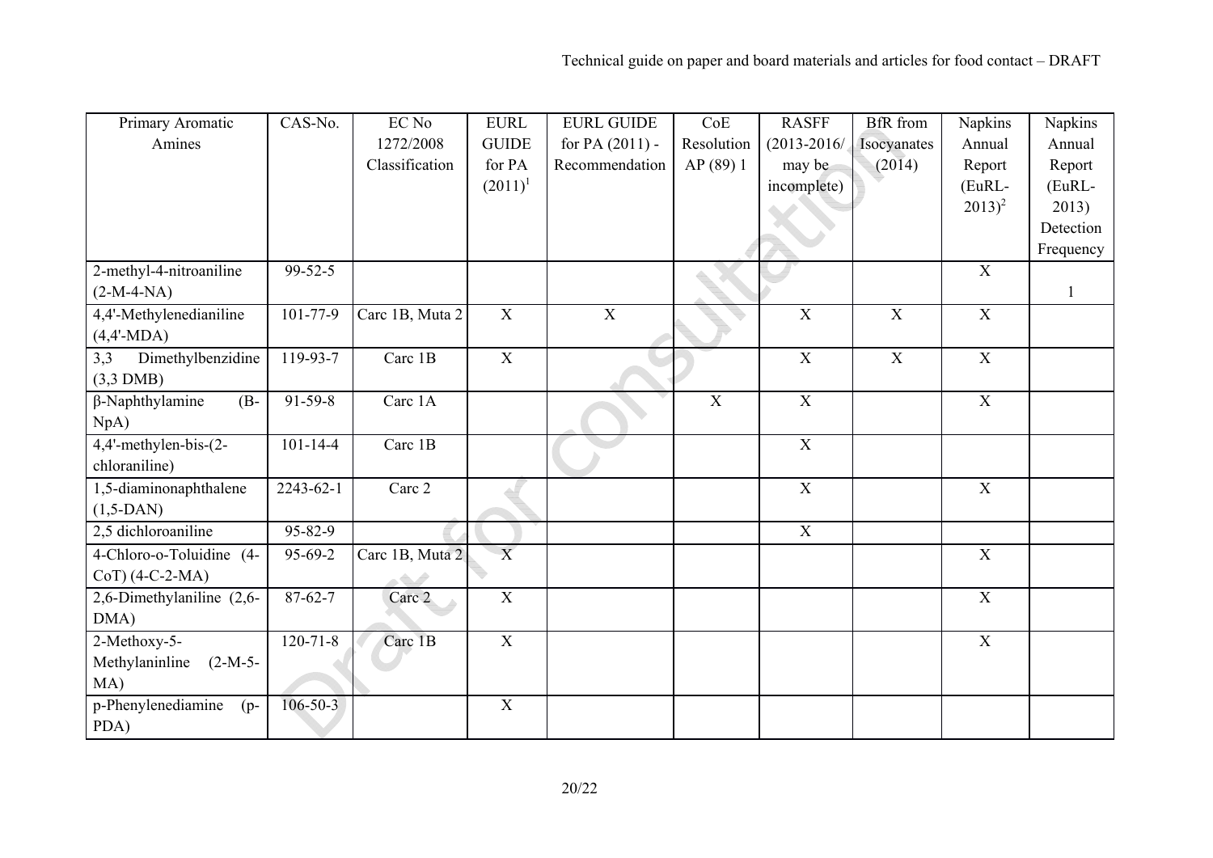| Primary Aromatic Amines | CAS-No. | EC No 1272/2008 Classification | EURL GUIDE for PA (2011)[1] | EURL GUIDE for PA (2011) - Recommendation | CoE Resolution AP (89) 1 | RASFF (2013-2016/ may be incomplete) | BfR from Isocyanates (2014) | Napkins Annual Report (EuRL-2013)[2] | Napkins Annual Report (EuRL-2013) Detection Frequency |
|---|---|---|---|---|---|---|---|---|---|
| 2-methyl-4-nitroaniline (2-M-4-NA) | 99-52-5 | | | | | | | X | 1 |
| 4,4'-Methylenedianiline (4,4'-MDA) | 101-77-9 | Carc 1B, Muta 2 | X | X | | X | X | X | |
| 3,3 Dimethylbenzidine (3,3 DMB) | 119-93-7 | Carc 1B | X | | | X | X | X | |
| β-Naphthylamine (B-NpA) | 91-59-8 | Carc 1A | | | X | X | | X | |
| 4,4'-methylen-bis-(2-chloraniline) | 101-14-4 | Carc 1B | | | | X | | | |
| 1,5-diaminonaphthalene (1,5-DAN) | 2243-62-1 | Carc 2 | | | | X | | X | |
| 2,5 dichloroaniline | 95-82-9 | | | | | X | | | |
| 4-Chloro-o-Toluidine (4-CoT) (4-C-2-MA) | 95-69-2 | Carc 1B, Muta 2 | X | | | | | X | |
| 2,6-Dimethylaniline (2,6-DMA) | 87-62-7 | Carc 2 | X | | | | | X | |
| 2-Methoxy-5-Methylaninline (2-M-5-MA) | 120-71-8 | Carc 1B | X | | | | | X | |
| p-Phenylenediamine (p-PDA) | 106-50-3 | | X | | | | | | |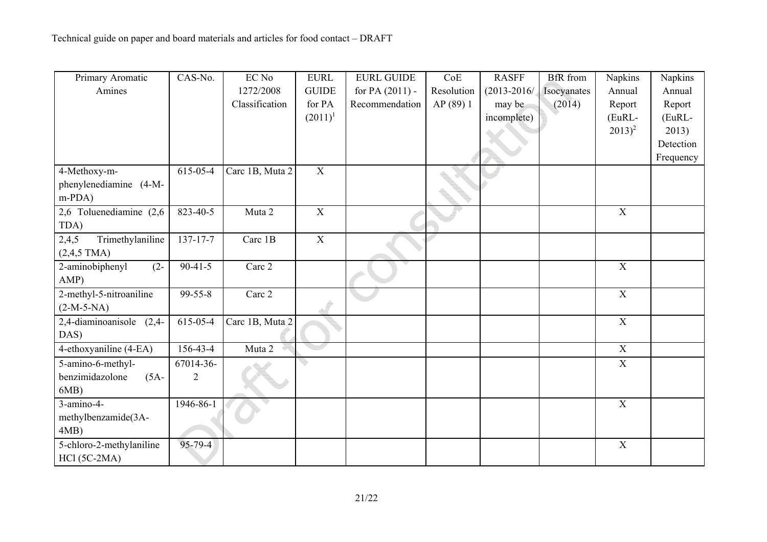| Primary Aromatic Amines | CAS-No. | EC No 1272/2008 Classification | EURL GUIDE for PA (2011)[1] | EURL GUIDE for PA (2011) - Recommendation | CoE Resolution AP (89) 1 | RASFF (2013-2016/ may be incomplete) | BfR from Isocyanates (2014) | Napkins Annual Report (EuRL-2013)[2] | Napkins Annual Report (EuRL-2013) Detection Frequency |
|---|---|---|---|---|---|---|---|---|---|
| 4-Methoxy-m-phenylenediamine (4-M-m-PDA) | 615-05-4 | Carc 1B, Muta 2 | X | | | | | | |
| 2,6 Toluenediamine (2,6 TDA) | 823-40-5 | Muta 2 | X | | | | | X | |
| 2,4,5 Trimethylaniline (2,4,5 TMA) | 137-17-7 | Carc 1B | X | | | | | | |
| 2-aminobiphenyl (2-AMP) | 90-41-5 | Carc 2 | | | | | | X | |
| 2-methyl-5-nitroaniline (2-M-5-NA) | 99-55-8 | Carc 2 | | | | | | X | |
| 2,4-diaminoanisole (2,4-DAS) | 615-05-4 | Carc 1B, Muta 2 | | | | | | X | |
| 4-ethoxyaniline (4-EA) | 156-43-4 | Muta 2 | | | | | | X | |
| 5-amino-6-methyl-benzimidazolone (5A-6MB) | 67014-36-2 | | | | | | | X | |
| 3-amino-4-methylbenzamide(3A-4MB) | 1946-86-1 | | | | | | | X | |
| 5-chloro-2-methylaniline HCl (5C-2MA) | 95-79-4 | | | | | | | X | |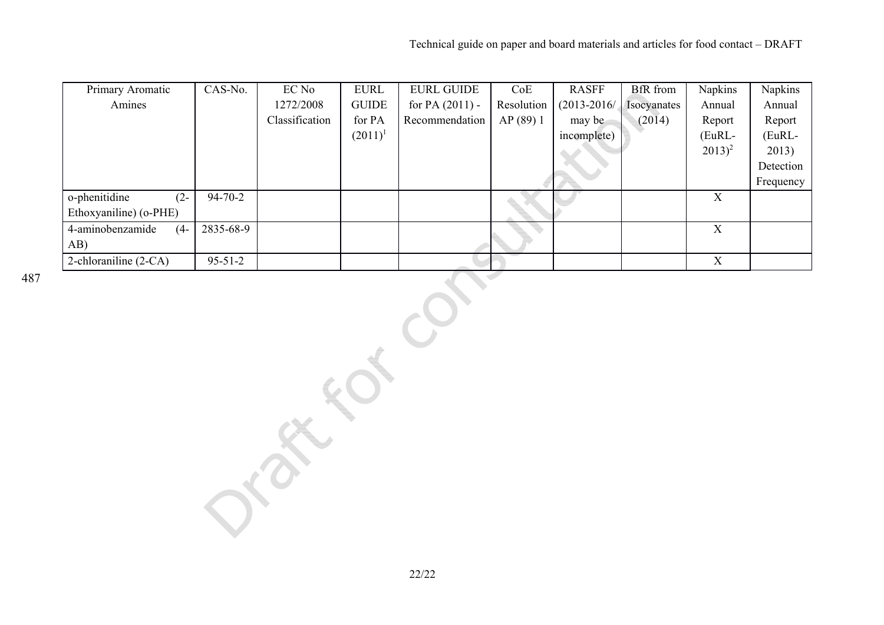| Primary Aromatic Amines | CAS-No. | EC No 1272/2008 Classification | EURL GUIDE for PA (2011)[1] | EURL GUIDE for PA (2011) - Recommendation | CoE Resolution AP (89) 1 | RASFF (2013-2016/ may be incomplete) | BfR from Isocyanates (2014) | Napkins Annual Report (EuRL-2013)[2] | Napkins Annual Report (EuRL-2013) Detection Frequency |
|---|---|---|---|---|---|---|---|---|---|
| o-phenitidine (2-Ethoxyaniline) (o-PHE) | 94-70-2 | | | | | | | X | |
| 4-aminobenzamide (4-AB) | 2835-68-9 | | | | | | | X | |
| 2-chloraniline (2-CA) | 95-51-2 | | | | | | | X | |

487